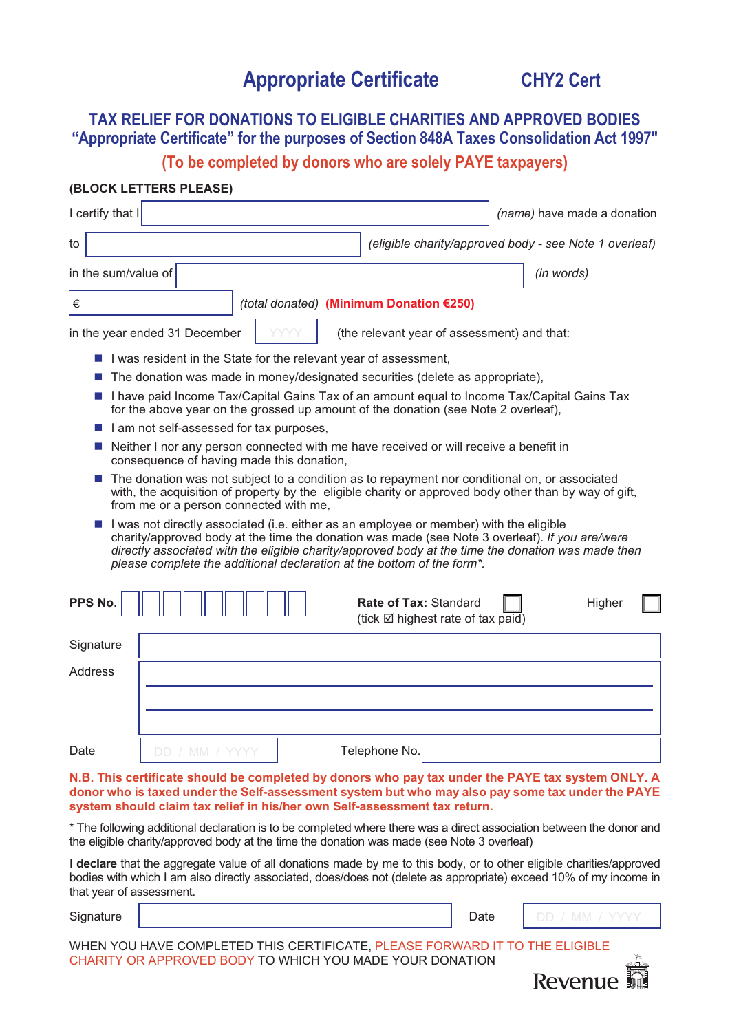# Appropriate Certificate CHY2 Cert

## TAX RELIEF FOR DONATIONS TO ELIGIBLE CHARITIES AND APPROVED BODIES

### "Appropriate Certificate" for the purposes of Section 848A Taxes Consolidation Act 1997"

**(To be completed by donors who are solely PAYE taxpayers)**

**(BLOCK LETTERS PLEASE)**

I certify that I ______________________ *(name)* have made a donation

to ______________________ *(eligible charity/approved body - see Note 1 overleaf)*

in the sum/value of ______________________ *(in words)*

€ __________ *(total donated)* **(Minimum Donation €250)**

in the year ended 31 December YYYY (the relevant year of assessment) and that:

- I was resident in the State for the relevant year of assessment,
- The donation was made in money/designated securities (delete as appropriate),
- I have paid Income Tax/Capital Gains Tax of an amount equal to Income Tax/Capital Gains Tax for the above year on the grossed up amount of the donation (see Note 2 overleaf),
- I am not self-assessed for tax purposes,
- Neither I nor any person connected with me have received or will receive a benefit in consequence of having made this donation,
- The donation was not subject to a condition as to repayment nor conditional on, or associated with, the acquisition of property by the eligible charity or approved body other than by way of gift, from me or a person connected with me,
- I was not directly associated (i.e. either as an employee or member) with the eligible charity/approved body at the time the donation was made (see Note 3 overleaf). *If you are/were directly associated with the eligible charity/approved body at the time the donation was made then please complete the additional declaration at the bottom of the form\*.*

**PPS No.** ☐☐☐☐☐☐☐☐☐

**Rate of Tax:** Standard ☐ Higher ☐
(tick ☑ highest rate of tax paid)

Signature ______________________

Address ______________________

Date DD / MM / YYYY Telephone No. ______________________

**N.B. This certificate should be completed by donors who pay tax under the PAYE tax system ONLY. A donor who is taxed under the Self-assessment system but who may also pay some tax under the PAYE system should claim tax relief in his/her own Self-assessment tax return.**

\* The following additional declaration is to be completed where there was a direct association between the donor and the eligible charity/approved body at the time the donation was made (see Note 3 overleaf)

I **declare** that the aggregate value of all donations made by me to this body, or to other eligible charities/approved bodies with which I am also directly associated, does/does not (delete as appropriate) exceed 10% of my income in that year of assessment.

Signature ______________________ Date DD / MM / YYYY

WHEN YOU HAVE COMPLETED THIS CERTIFICATE, PLEASE FORWARD IT TO THE ELIGIBLE CHARITY OR APPROVED BODY TO WHICH YOU MADE YOUR DONATION

Revenue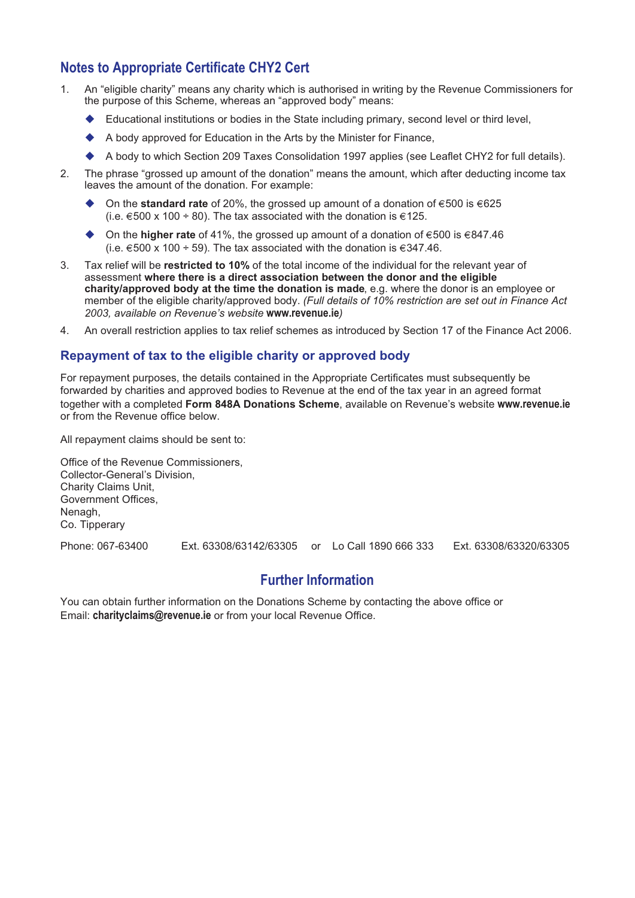## Notes to Appropriate Certificate CHY2 Cert

1. An "eligible charity" means any charity which is authorised in writing by the Revenue Commissioners for the purpose of this Scheme, whereas an "approved body" means:
   - Educational institutions or bodies in the State including primary, second level or third level,
   - A body approved for Education in the Arts by the Minister for Finance,
   - A body to which Section 209 Taxes Consolidation 1997 applies (see Leaflet CHY2 for full details).
2. The phrase "grossed up amount of the donation" means the amount, which after deducting income tax leaves the amount of the donation. For example:
   - On the **standard rate** of 20%, the grossed up amount of a donation of €500 is €625 (i.e. €500 x 100 ÷ 80). The tax associated with the donation is €125.
   - On the **higher rate** of 41%, the grossed up amount of a donation of €500 is €847.46 (i.e. €500 x 100 ÷ 59). The tax associated with the donation is €347.46.
3. Tax relief will be **restricted to 10%** of the total income of the individual for the relevant year of assessment **where there is a direct association between the donor and the eligible charity/approved body at the time the donation is made**, e.g. where the donor is an employee or member of the eligible charity/approved body. *(Full details of 10% restriction are set out in Finance Act 2003, available on Revenue's website* **www.revenue.ie***)*
4. An overall restriction applies to tax relief schemes as introduced by Section 17 of the Finance Act 2006.

## Repayment of tax to the eligible charity or approved body

For repayment purposes, the details contained in the Appropriate Certificates must subsequently be forwarded by charities and approved bodies to Revenue at the end of the tax year in an agreed format together with a completed **Form 848A Donations Scheme**, available on Revenue's website **www.revenue.ie** or from the Revenue office below.

All repayment claims should be sent to:

Office of the Revenue Commissioners,
Collector-General's Division,
Charity Claims Unit,
Government Offices,
Nenagh,
Co. Tipperary

Phone: 067-63400 Ext. 63308/63142/63305 or Lo Call 1890 666 333 Ext. 63308/63320/63305

## Further Information

You can obtain further information on the Donations Scheme by contacting the above office or Email: **charityclaims@revenue.ie** or from your local Revenue Office.